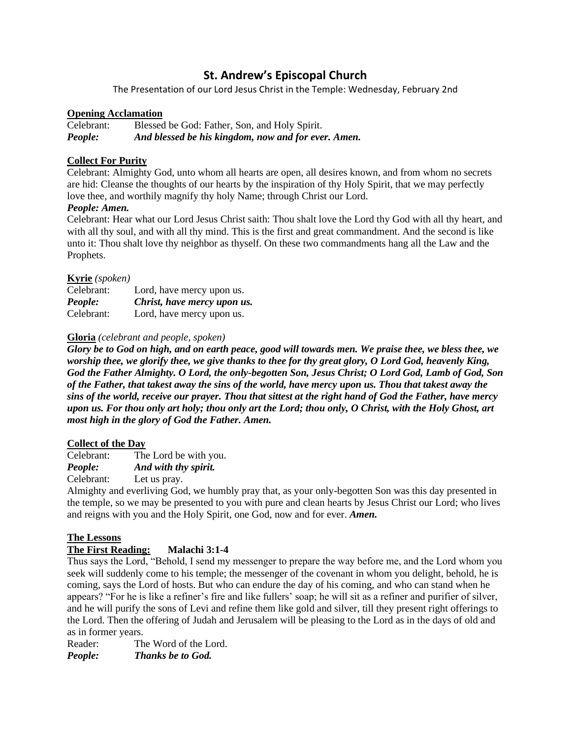# St. Andrew's Episcopal Church

The Presentation of our Lord Jesus Christ in the Temple: Wednesday, February 2nd

**Opening Acclamation**

Celebrant: Blessed be God: Father, Son, and Holy Spirit.
***People: And blessed be his kingdom, now and for ever. Amen.***

**Collect For Purity**

Celebrant: Almighty God, unto whom all hearts are open, all desires known, and from whom no secrets are hid: Cleanse the thoughts of our hearts by the inspiration of thy Holy Spirit, that we may perfectly love thee, and worthily magnify thy holy Name; through Christ our Lord.
***People: Amen.***

Celebrant: Hear what our Lord Jesus Christ saith: Thou shalt love the Lord thy God with all thy heart, and with all thy soul, and with all thy mind. This is the first and great commandment. And the second is like unto it: Thou shalt love thy neighbor as thyself. On these two commandments hang all the Law and the Prophets.

**Kyrie** *(spoken)*

Celebrant: Lord, have mercy upon us.
***People: Christ, have mercy upon us.***
Celebrant: Lord, have mercy upon us.

**Gloria** *(celebrant and people, spoken)*

***Glory be to God on high, and on earth peace, good will towards men. We praise thee, we bless thee, we worship thee, we glorify thee, we give thanks to thee for thy great glory, O Lord God, heavenly King, God the Father Almighty. O Lord, the only-begotten Son, Jesus Christ; O Lord God, Lamb of God, Son of the Father, that takest away the sins of the world, have mercy upon us. Thou that takest away the sins of the world, receive our prayer. Thou that sittest at the right hand of God the Father, have mercy upon us. For thou only art holy; thou only art the Lord; thou only, O Christ, with the Holy Ghost, art most high in the glory of God the Father. Amen.***

**Collect of the Day**

Celebrant: The Lord be with you.
***People: And with thy spirit.***
Celebrant: Let us pray.

Almighty and everliving God, we humbly pray that, as your only-begotten Son was this day presented in the temple, so we may be presented to you with pure and clean hearts by Jesus Christ our Lord; who lives and reigns with you and the Holy Spirit, one God, now and for ever. ***Amen.***

**The Lessons**

**The First Reading: Malachi 3:1-4**

Thus says the Lord, "Behold, I send my messenger to prepare the way before me, and the Lord whom you seek will suddenly come to his temple; the messenger of the covenant in whom you delight, behold, he is coming, says the Lord of hosts. But who can endure the day of his coming, and who can stand when he appears? "For he is like a refiner's fire and like fullers' soap; he will sit as a refiner and purifier of silver, and he will purify the sons of Levi and refine them like gold and silver, till they present right offerings to the Lord. Then the offering of Judah and Jerusalem will be pleasing to the Lord as in the days of old and as in former years.

Reader: The Word of the Lord.
***People: Thanks be to God.***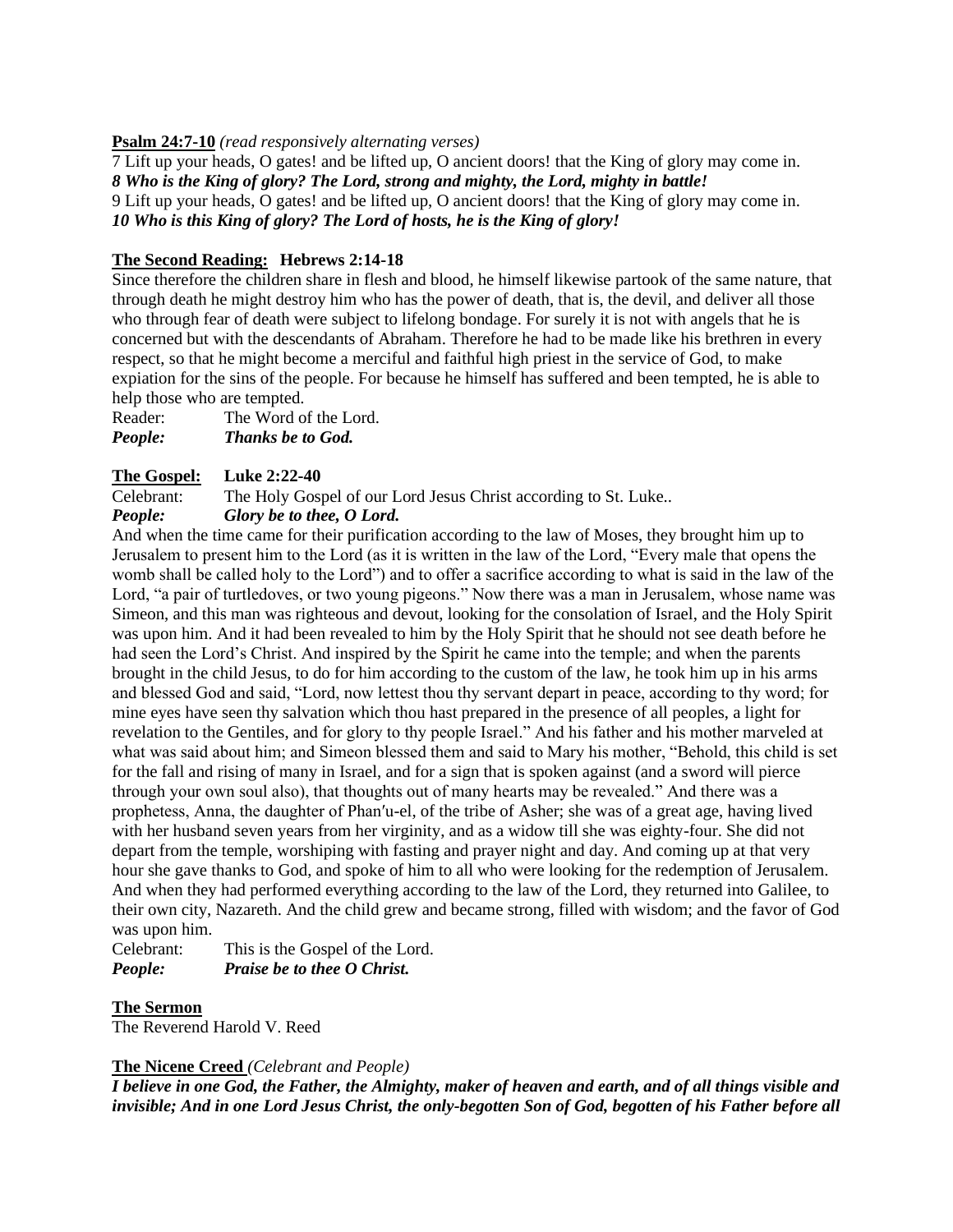**Psalm 24:7-10** *(read responsively alternating verses)*

7 Lift up your heads, O gates! and be lifted up, O ancient doors! that the King of glory may come in.
***8 Who is the King of glory? The Lord, strong and mighty, the Lord, mighty in battle!***
9 Lift up your heads, O gates! and be lifted up, O ancient doors! that the King of glory may come in.
***10 Who is this King of glory? The Lord of hosts, he is the King of glory!***

**The Second Reading: Hebrews 2:14-18**

Since therefore the children share in flesh and blood, he himself likewise partook of the same nature, that through death he might destroy him who has the power of death, that is, the devil, and deliver all those who through fear of death were subject to lifelong bondage. For surely it is not with angels that he is concerned but with the descendants of Abraham. Therefore he had to be made like his brethren in every respect, so that he might become a merciful and faithful high priest in the service of God, to make expiation for the sins of the people. For because he himself has suffered and been tempted, he is able to help those who are tempted.

Reader: The Word of the Lord.
***People: Thanks be to God.***

**The Gospel: Luke 2:22-40**

Celebrant: The Holy Gospel of our Lord Jesus Christ according to St. Luke..
***People: Glory be to thee, O Lord.***

And when the time came for their purification according to the law of Moses, they brought him up to Jerusalem to present him to the Lord (as it is written in the law of the Lord, "Every male that opens the womb shall be called holy to the Lord") and to offer a sacrifice according to what is said in the law of the Lord, "a pair of turtledoves, or two young pigeons." Now there was a man in Jerusalem, whose name was Simeon, and this man was righteous and devout, looking for the consolation of Israel, and the Holy Spirit was upon him. And it had been revealed to him by the Holy Spirit that he should not see death before he had seen the Lord's Christ. And inspired by the Spirit he came into the temple; and when the parents brought in the child Jesus, to do for him according to the custom of the law, he took him up in his arms and blessed God and said, "Lord, now lettest thou thy servant depart in peace, according to thy word; for mine eyes have seen thy salvation which thou hast prepared in the presence of all peoples, a light for revelation to the Gentiles, and for glory to thy people Israel." And his father and his mother marveled at what was said about him; and Simeon blessed them and said to Mary his mother, "Behold, this child is set for the fall and rising of many in Israel, and for a sign that is spoken against (and a sword will pierce through your own soul also), that thoughts out of many hearts may be revealed." And there was a prophetess, Anna, the daughter of Phan′u-el, of the tribe of Asher; she was of a great age, having lived with her husband seven years from her virginity, and as a widow till she was eighty-four. She did not depart from the temple, worshiping with fasting and prayer night and day. And coming up at that very hour she gave thanks to God, and spoke of him to all who were looking for the redemption of Jerusalem. And when they had performed everything according to the law of the Lord, they returned into Galilee, to their own city, Nazareth. And the child grew and became strong, filled with wisdom; and the favor of God was upon him.

Celebrant: This is the Gospel of the Lord.
***People: Praise be to thee O Christ.***

**The Sermon**

The Reverend Harold V. Reed

**The Nicene Creed** *(Celebrant and People)*

***I believe in one God, the Father, the Almighty, maker of heaven and earth, and of all things visible and invisible; And in one Lord Jesus Christ, the only-begotten Son of God, begotten of his Father before all***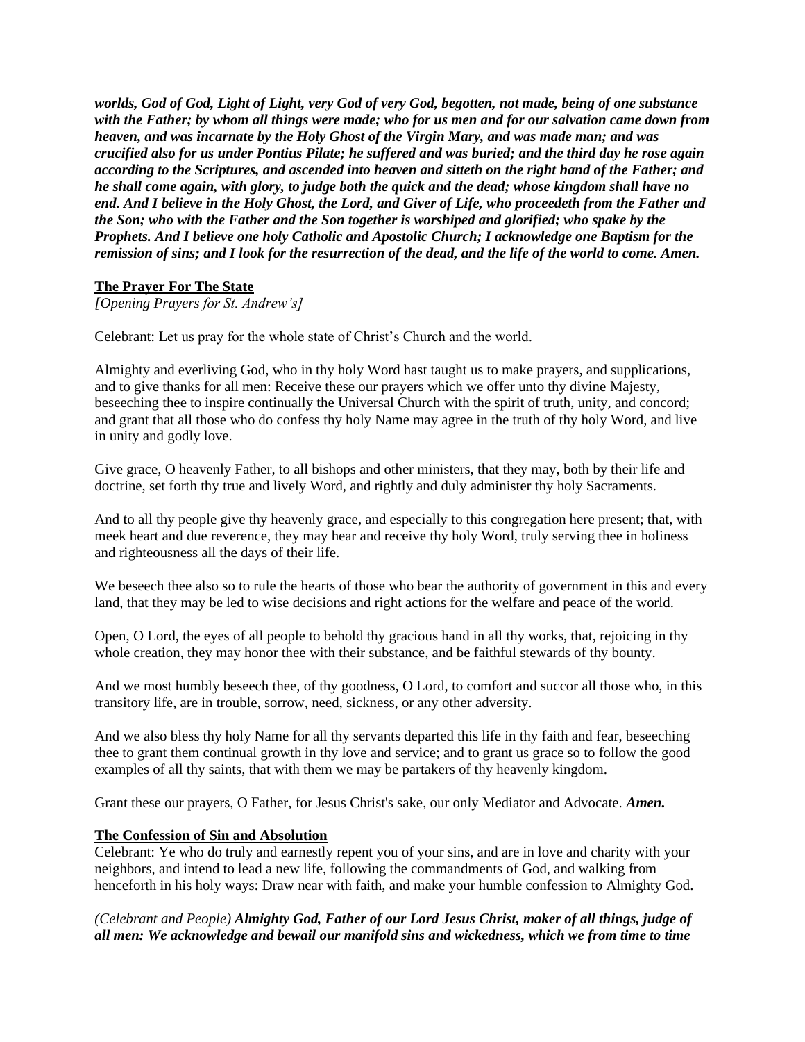***worlds, God of God, Light of Light, very God of very God, begotten, not made, being of one substance with the Father; by whom all things were made; who for us men and for our salvation came down from heaven, and was incarnate by the Holy Ghost of the Virgin Mary, and was made man; and was crucified also for us under Pontius Pilate; he suffered and was buried; and the third day he rose again according to the Scriptures, and ascended into heaven and sitteth on the right hand of the Father; and he shall come again, with glory, to judge both the quick and the dead; whose kingdom shall have no end. And I believe in the Holy Ghost, the Lord, and Giver of Life, who proceedeth from the Father and the Son; who with the Father and the Son together is worshiped and glorified; who spake by the Prophets. And I believe one holy Catholic and Apostolic Church; I acknowledge one Baptism for the remission of sins; and I look for the resurrection of the dead, and the life of the world to come. Amen.***

**The Prayer For The State**

*[Opening Prayers for St. Andrew's]*

Celebrant: Let us pray for the whole state of Christ's Church and the world.

Almighty and everliving God, who in thy holy Word hast taught us to make prayers, and supplications, and to give thanks for all men: Receive these our prayers which we offer unto thy divine Majesty, beseeching thee to inspire continually the Universal Church with the spirit of truth, unity, and concord; and grant that all those who do confess thy holy Name may agree in the truth of thy holy Word, and live in unity and godly love.

Give grace, O heavenly Father, to all bishops and other ministers, that they may, both by their life and doctrine, set forth thy true and lively Word, and rightly and duly administer thy holy Sacraments.

And to all thy people give thy heavenly grace, and especially to this congregation here present; that, with meek heart and due reverence, they may hear and receive thy holy Word, truly serving thee in holiness and righteousness all the days of their life.

We beseech thee also so to rule the hearts of those who bear the authority of government in this and every land, that they may be led to wise decisions and right actions for the welfare and peace of the world.

Open, O Lord, the eyes of all people to behold thy gracious hand in all thy works, that, rejoicing in thy whole creation, they may honor thee with their substance, and be faithful stewards of thy bounty.

And we most humbly beseech thee, of thy goodness, O Lord, to comfort and succor all those who, in this transitory life, are in trouble, sorrow, need, sickness, or any other adversity.

And we also bless thy holy Name for all thy servants departed this life in thy faith and fear, beseeching thee to grant them continual growth in thy love and service; and to grant us grace so to follow the good examples of all thy saints, that with them we may be partakers of thy heavenly kingdom.

Grant these our prayers, O Father, for Jesus Christ's sake, our only Mediator and Advocate. ***Amen.***

**The Confession of Sin and Absolution**

Celebrant: Ye who do truly and earnestly repent you of your sins, and are in love and charity with your neighbors, and intend to lead a new life, following the commandments of God, and walking from henceforth in his holy ways: Draw near with faith, and make your humble confession to Almighty God.

*(Celebrant and People)* ***Almighty God, Father of our Lord Jesus Christ, maker of all things, judge of all men: We acknowledge and bewail our manifold sins and wickedness, which we from time to time***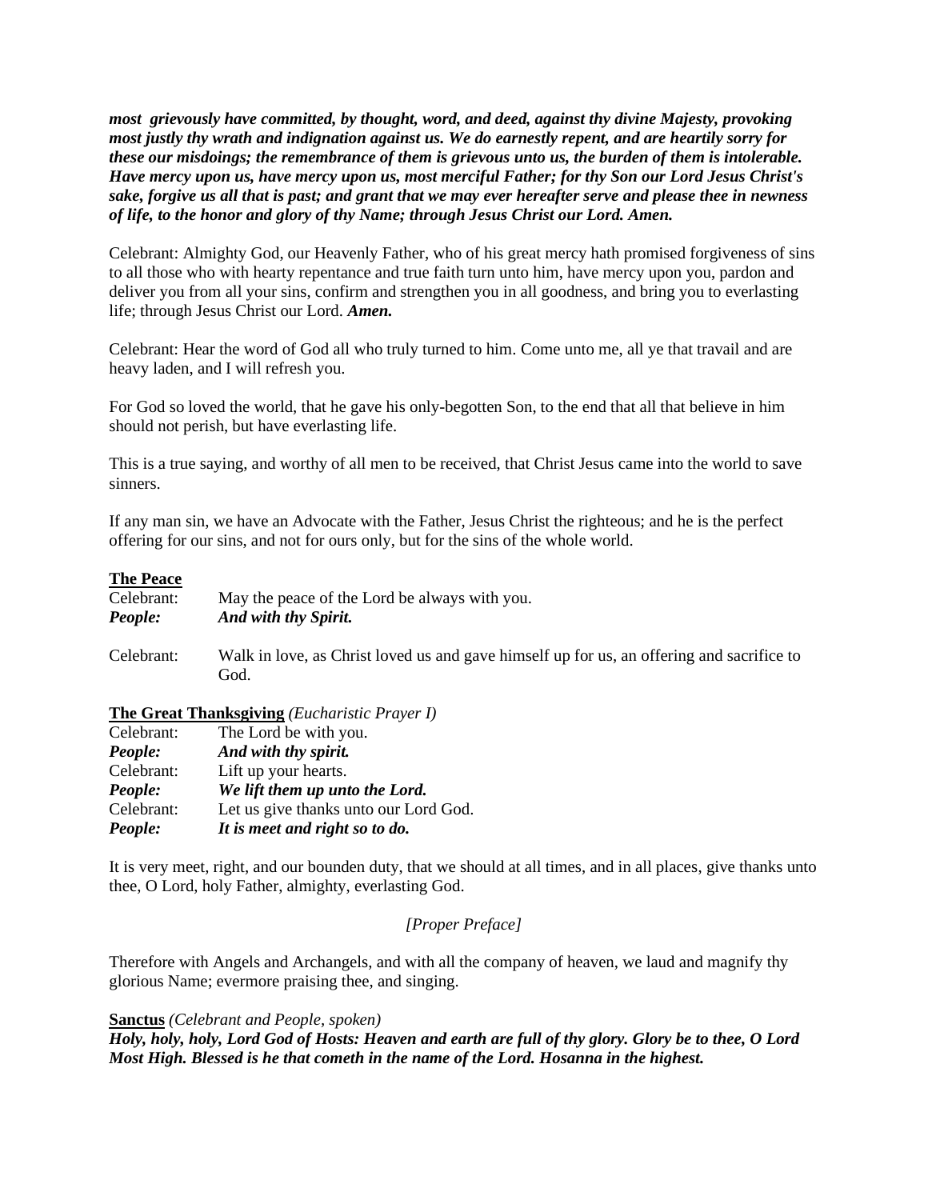***most grievously have committed, by thought, word, and deed, against thy divine Majesty, provoking most justly thy wrath and indignation against us. We do earnestly repent, and are heartily sorry for these our misdoings; the remembrance of them is grievous unto us, the burden of them is intolerable. Have mercy upon us, have mercy upon us, most merciful Father; for thy Son our Lord Jesus Christ's sake, forgive us all that is past; and grant that we may ever hereafter serve and please thee in newness of life, to the honor and glory of thy Name; through Jesus Christ our Lord. Amen.***

Celebrant: Almighty God, our Heavenly Father, who of his great mercy hath promised forgiveness of sins to all those who with hearty repentance and true faith turn unto him, have mercy upon you, pardon and deliver you from all your sins, confirm and strengthen you in all goodness, and bring you to everlasting life; through Jesus Christ our Lord. ***Amen.***

Celebrant: Hear the word of God all who truly turned to him. Come unto me, all ye that travail and are heavy laden, and I will refresh you.

For God so loved the world, that he gave his only-begotten Son, to the end that all that believe in him should not perish, but have everlasting life.

This is a true saying, and worthy of all men to be received, that Christ Jesus came into the world to save sinners.

If any man sin, we have an Advocate with the Father, Jesus Christ the righteous; and he is the perfect offering for our sins, and not for ours only, but for the sins of the whole world.

**The Peace**

Celebrant: May the peace of the Lord be always with you.
***People: And with thy Spirit.***

Celebrant: Walk in love, as Christ loved us and gave himself up for us, an offering and sacrifice to God.

**The Great Thanksgiving** *(Eucharistic Prayer I)*

Celebrant: The Lord be with you.
***People: And with thy spirit.***
Celebrant: Lift up your hearts.
***People: We lift them up unto the Lord.***
Celebrant: Let us give thanks unto our Lord God.
***People: It is meet and right so to do.***

It is very meet, right, and our bounden duty, that we should at all times, and in all places, give thanks unto thee, O Lord, holy Father, almighty, everlasting God.

*[Proper Preface]*

Therefore with Angels and Archangels, and with all the company of heaven, we laud and magnify thy glorious Name; evermore praising thee, and singing.

**Sanctus** *(Celebrant and People, spoken)*
***Holy, holy, holy, Lord God of Hosts: Heaven and earth are full of thy glory. Glory be to thee, O Lord Most High. Blessed is he that cometh in the name of the Lord. Hosanna in the highest.***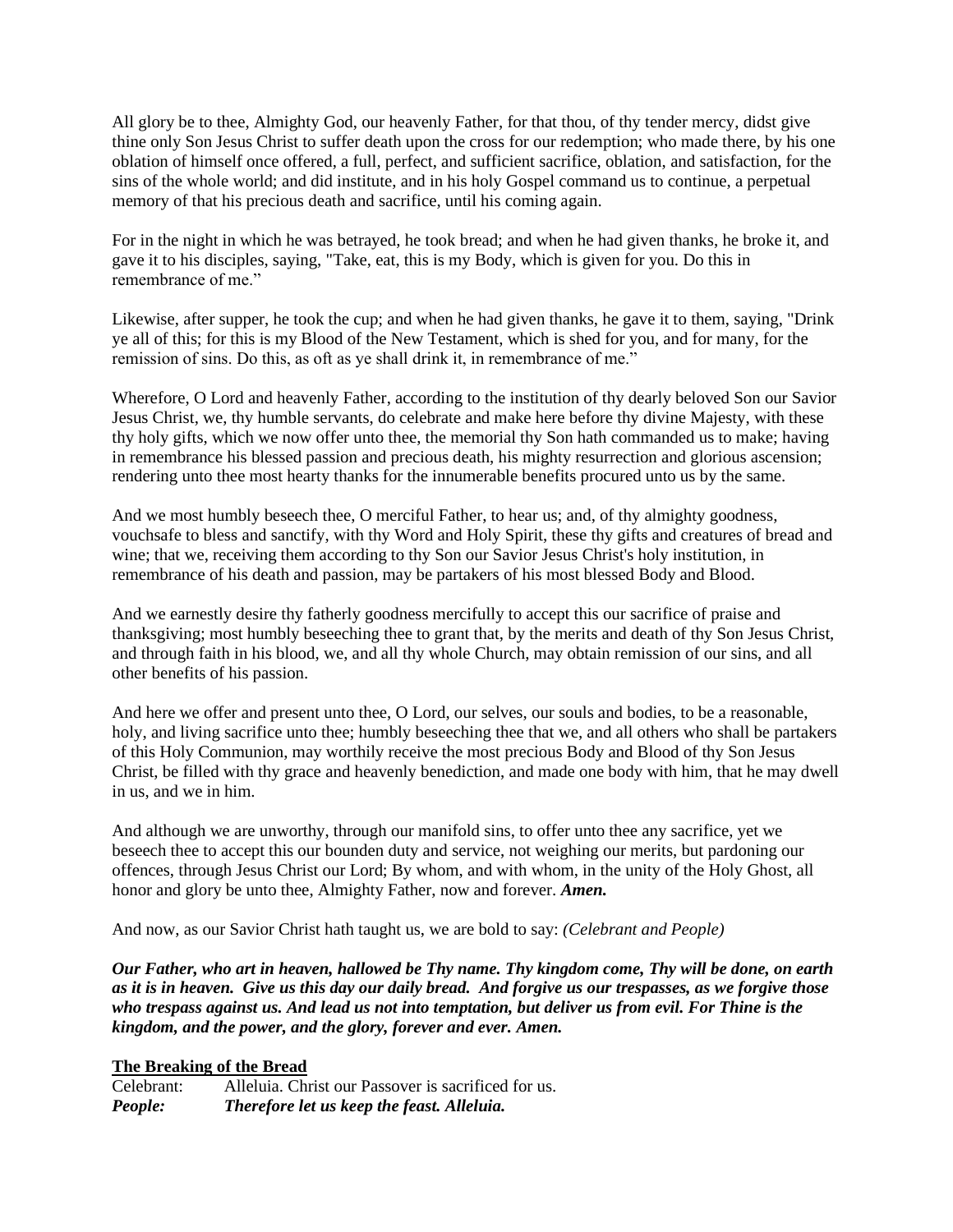All glory be to thee, Almighty God, our heavenly Father, for that thou, of thy tender mercy, didst give thine only Son Jesus Christ to suffer death upon the cross for our redemption; who made there, by his one oblation of himself once offered, a full, perfect, and sufficient sacrifice, oblation, and satisfaction, for the sins of the whole world; and did institute, and in his holy Gospel command us to continue, a perpetual memory of that his precious death and sacrifice, until his coming again.

For in the night in which he was betrayed, he took bread; and when he had given thanks, he broke it, and gave it to his disciples, saying, "Take, eat, this is my Body, which is given for you. Do this in remembrance of me."

Likewise, after supper, he took the cup; and when he had given thanks, he gave it to them, saying, "Drink ye all of this; for this is my Blood of the New Testament, which is shed for you, and for many, for the remission of sins. Do this, as oft as ye shall drink it, in remembrance of me."

Wherefore, O Lord and heavenly Father, according to the institution of thy dearly beloved Son our Savior Jesus Christ, we, thy humble servants, do celebrate and make here before thy divine Majesty, with these thy holy gifts, which we now offer unto thee, the memorial thy Son hath commanded us to make; having in remembrance his blessed passion and precious death, his mighty resurrection and glorious ascension; rendering unto thee most hearty thanks for the innumerable benefits procured unto us by the same.

And we most humbly beseech thee, O merciful Father, to hear us; and, of thy almighty goodness, vouchsafe to bless and sanctify, with thy Word and Holy Spirit, these thy gifts and creatures of bread and wine; that we, receiving them according to thy Son our Savior Jesus Christ's holy institution, in remembrance of his death and passion, may be partakers of his most blessed Body and Blood.

And we earnestly desire thy fatherly goodness mercifully to accept this our sacrifice of praise and thanksgiving; most humbly beseeching thee to grant that, by the merits and death of thy Son Jesus Christ, and through faith in his blood, we, and all thy whole Church, may obtain remission of our sins, and all other benefits of his passion.

And here we offer and present unto thee, O Lord, our selves, our souls and bodies, to be a reasonable, holy, and living sacrifice unto thee; humbly beseeching thee that we, and all others who shall be partakers of this Holy Communion, may worthily receive the most precious Body and Blood of thy Son Jesus Christ, be filled with thy grace and heavenly benediction, and made one body with him, that he may dwell in us, and we in him.

And although we are unworthy, through our manifold sins, to offer unto thee any sacrifice, yet we beseech thee to accept this our bounden duty and service, not weighing our merits, but pardoning our offences, through Jesus Christ our Lord; By whom, and with whom, in the unity of the Holy Ghost, all honor and glory be unto thee, Almighty Father, now and forever. ***Amen.***

And now, as our Savior Christ hath taught us, we are bold to say: *(Celebrant and People)*

***Our Father, who art in heaven, hallowed be Thy name. Thy kingdom come, Thy will be done, on earth as it is in heaven. Give us this day our daily bread. And forgive us our trespasses, as we forgive those who trespass against us. And lead us not into temptation, but deliver us from evil. For Thine is the kingdom, and the power, and the glory, forever and ever. Amen.***

**The Breaking of the Bread**

Celebrant: Alleluia. Christ our Passover is sacrificed for us.
***People: Therefore let us keep the feast. Alleluia.***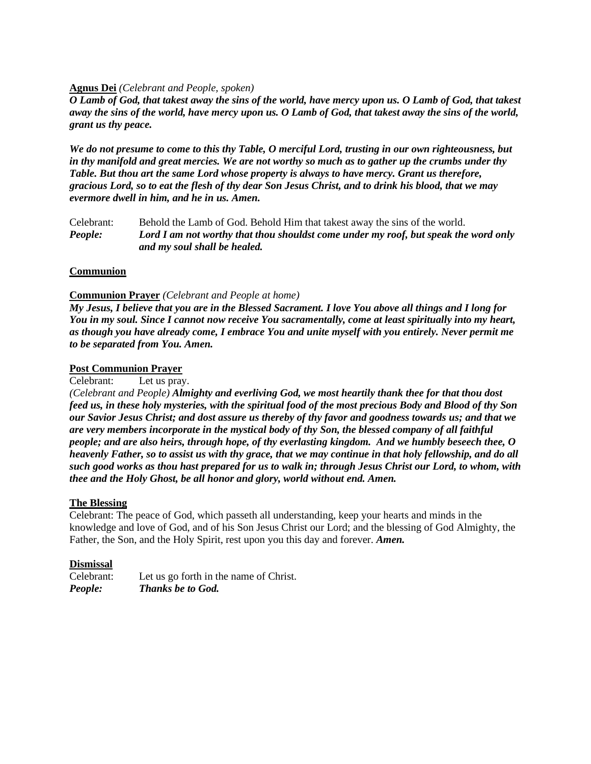**Agnus Dei** *(Celebrant and People, spoken)*

***O Lamb of God, that takest away the sins of the world, have mercy upon us. O Lamb of God, that takest away the sins of the world, have mercy upon us. O Lamb of God, that takest away the sins of the world, grant us thy peace.***

***We do not presume to come to this thy Table, O merciful Lord, trusting in our own righteousness, but in thy manifold and great mercies. We are not worthy so much as to gather up the crumbs under thy Table. But thou art the same Lord whose property is always to have mercy. Grant us therefore, gracious Lord, so to eat the flesh of thy dear Son Jesus Christ, and to drink his blood, that we may evermore dwell in him, and he in us. Amen.***

Celebrant: Behold the Lamb of God. Behold Him that takest away the sins of the world.

***People:*** ***Lord I am not worthy that thou shouldst come under my roof, but speak the word only and my soul shall be healed.***

**Communion**

**Communion Prayer** *(Celebrant and People at home)*

***My Jesus, I believe that you are in the Blessed Sacrament. I love You above all things and I long for You in my soul. Since I cannot now receive You sacramentally, come at least spiritually into my heart, as though you have already come, I embrace You and unite myself with you entirely. Never permit me to be separated from You. Amen.***

**Post Communion Prayer**

Celebrant: Let us pray.

*(Celebrant and People)* ***Almighty and everliving God, we most heartily thank thee for that thou dost feed us, in these holy mysteries, with the spiritual food of the most precious Body and Blood of thy Son our Savior Jesus Christ; and dost assure us thereby of thy favor and goodness towards us; and that we are very members incorporate in the mystical body of thy Son, the blessed company of all faithful people; and are also heirs, through hope, of thy everlasting kingdom. And we humbly beseech thee, O heavenly Father, so to assist us with thy grace, that we may continue in that holy fellowship, and do all such good works as thou hast prepared for us to walk in; through Jesus Christ our Lord, to whom, with thee and the Holy Ghost, be all honor and glory, world without end. Amen.***

**The Blessing**

Celebrant: The peace of God, which passeth all understanding, keep your hearts and minds in the knowledge and love of God, and of his Son Jesus Christ our Lord; and the blessing of God Almighty, the Father, the Son, and the Holy Spirit, rest upon you this day and forever. ***Amen.***

**Dismissal**

Celebrant: Let us go forth in the name of Christ.

***People:*** ***Thanks be to God.***